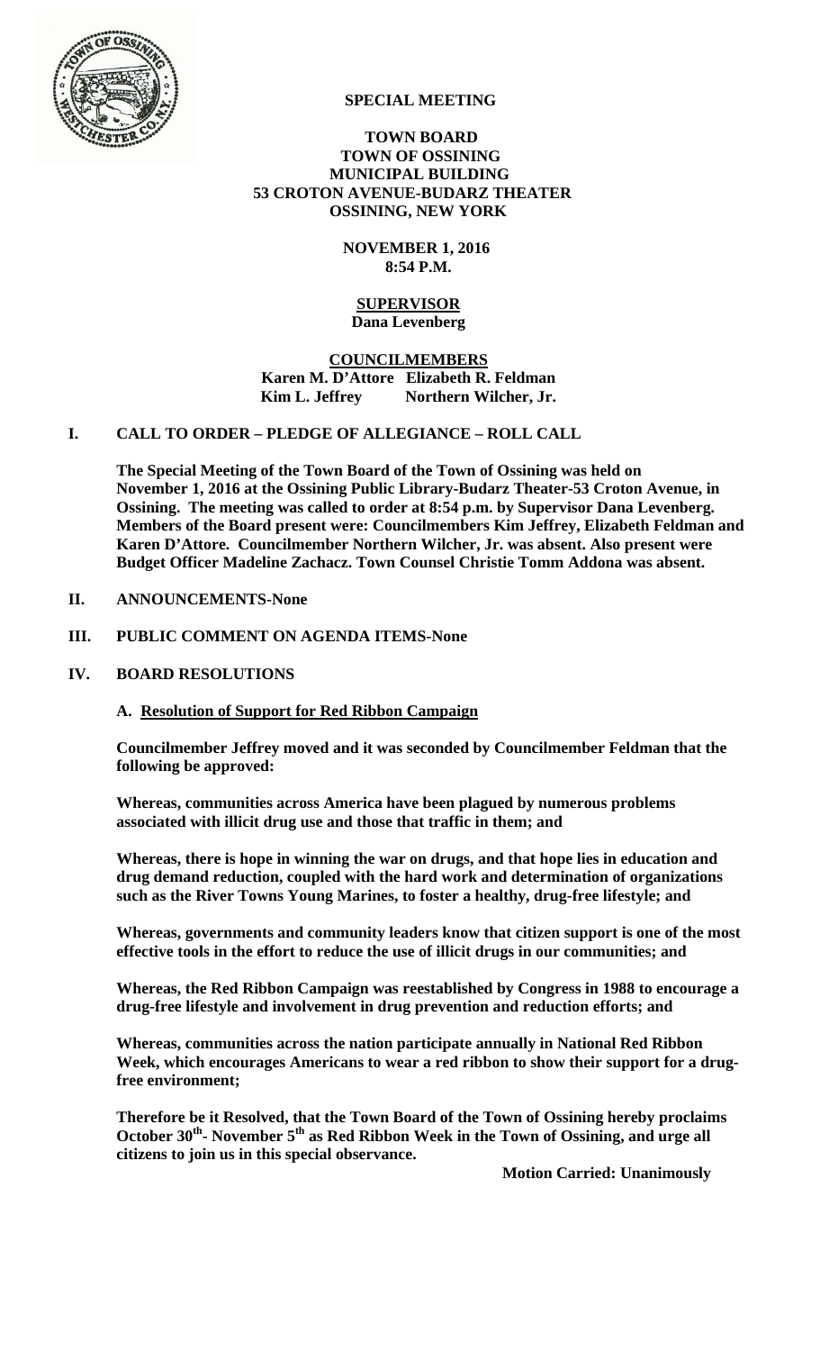**SPECIAL MEETING**

**TOWN BOARD**
**TOWN OF OSSINING**
**MUNICIPAL BUILDING**
**53 CROTON AVENUE-BUDARZ THEATER**
**OSSINING, NEW YORK**

**NOVEMBER 1, 2016**
**8:54 P.M.**

**SUPERVISOR**
**Dana Levenberg**

**COUNCILMEMBERS**
**Karen M. D'Attore Elizabeth R. Feldman**
**Kim L. Jeffrey Northern Wilcher, Jr.**

## I. CALL TO ORDER – PLEDGE OF ALLEGIANCE – ROLL CALL

**The Special Meeting of the Town Board of the Town of Ossining was held on November 1, 2016 at the Ossining Public Library-Budarz Theater-53 Croton Avenue, in Ossining. The meeting was called to order at 8:54 p.m. by Supervisor Dana Levenberg. Members of the Board present were: Councilmembers Kim Jeffrey, Elizabeth Feldman and Karen D'Attore. Councilmember Northern Wilcher, Jr. was absent. Also present were Budget Officer Madeline Zachacz. Town Counsel Christie Tomm Addona was absent.**

## II. ANNOUNCEMENTS-None

## III. PUBLIC COMMENT ON AGENDA ITEMS-None

## IV. BOARD RESOLUTIONS

### A. Resolution of Support for Red Ribbon Campaign

**Councilmember Jeffrey moved and it was seconded by Councilmember Feldman that the following be approved:**

**Whereas, communities across America have been plagued by numerous problems associated with illicit drug use and those that traffic in them; and**

**Whereas, there is hope in winning the war on drugs, and that hope lies in education and drug demand reduction, coupled with the hard work and determination of organizations such as the River Towns Young Marines, to foster a healthy, drug-free lifestyle; and**

**Whereas, governments and community leaders know that citizen support is one of the most effective tools in the effort to reduce the use of illicit drugs in our communities; and**

**Whereas, the Red Ribbon Campaign was reestablished by Congress in 1988 to encourage a drug-free lifestyle and involvement in drug prevention and reduction efforts; and**

**Whereas, communities across the nation participate annually in National Red Ribbon Week, which encourages Americans to wear a red ribbon to show their support for a drug-free environment;**

**Therefore be it Resolved, that the Town Board of the Town of Ossining hereby proclaims October 30th- November 5th as Red Ribbon Week in the Town of Ossining, and urge all citizens to join us in this special observance.**

**Motion Carried: Unanimously**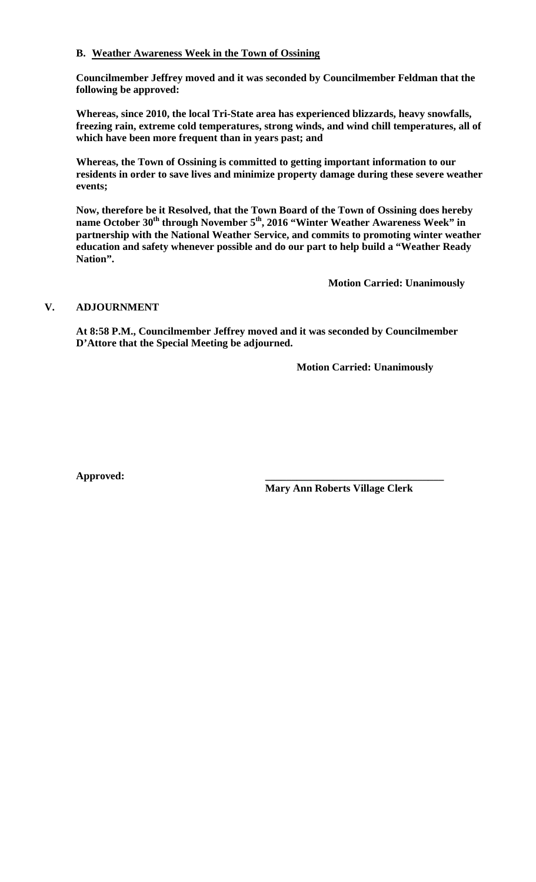**B. Weather Awareness Week in the Town of Ossining**

**Councilmember Jeffrey moved and it was seconded by Councilmember Feldman that the following be approved:**

**Whereas, since 2010, the local Tri-State area has experienced blizzards, heavy snowfalls, freezing rain, extreme cold temperatures, strong winds, and wind chill temperatures, all of which have been more frequent than in years past; and**

**Whereas, the Town of Ossining is committed to getting important information to our residents in order to save lives and minimize property damage during these severe weather events;**

**Now, therefore be it Resolved, that the Town Board of the Town of Ossining does hereby name October 30th through November 5th, 2016 "Winter Weather Awareness Week" in partnership with the National Weather Service, and commits to promoting winter weather education and safety whenever possible and do our part to help build a "Weather Ready Nation".**

**Motion Carried: Unanimously**

## V. ADJOURNMENT

**At 8:58 P.M., Councilmember Jeffrey moved and it was seconded by Councilmember D'Attore that the Special Meeting be adjourned.**

**Motion Carried: Unanimously**

**Approved:** \_\_\_\_\_\_\_\_\_\_\_\_\_\_\_\_\_\_\_\_\_\_\_\_\_\_\_\_\_\_\_\_\_\_

**Mary Ann Roberts Village Clerk**